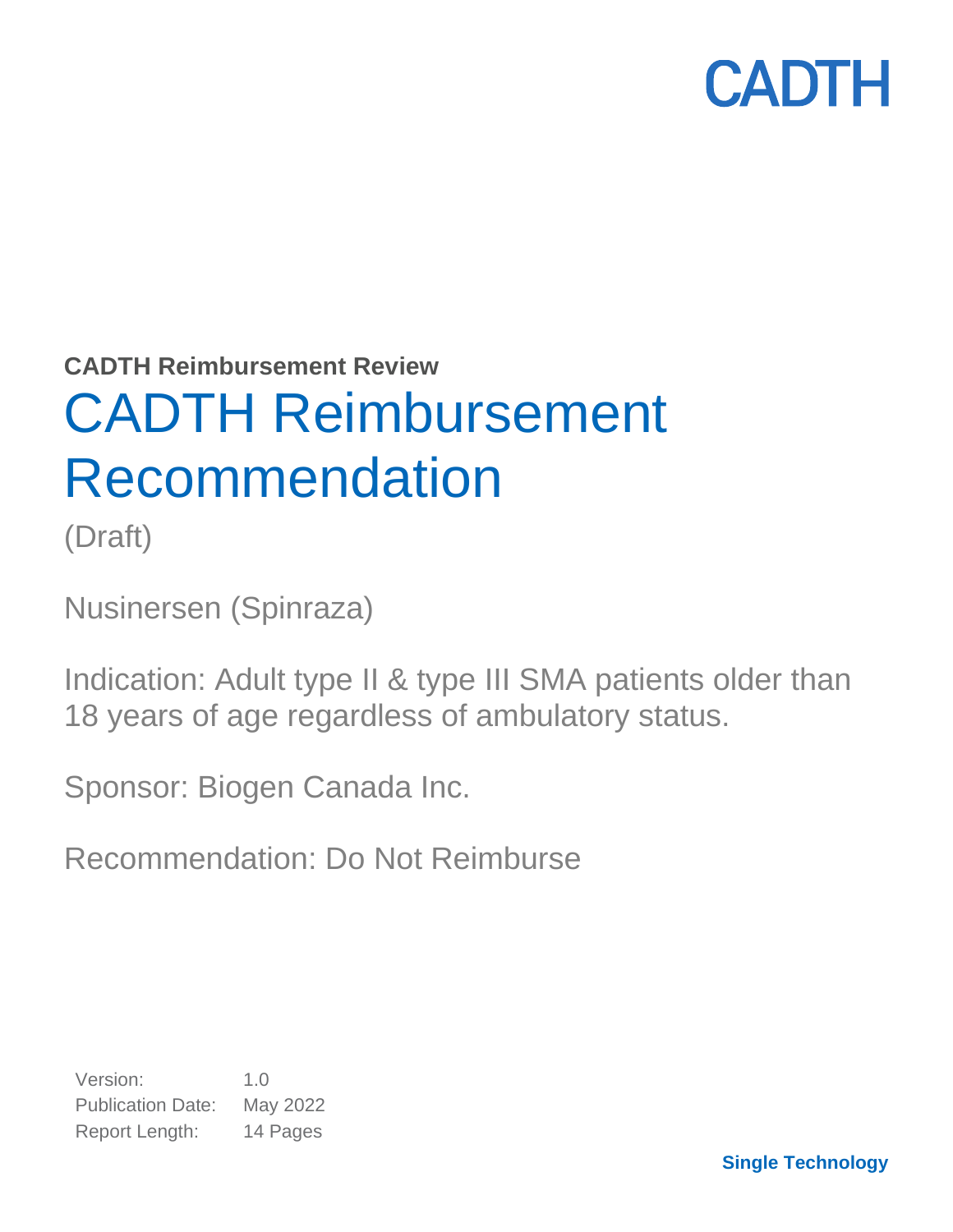CADTH

**CADTH Reimbursement Review**

# CADTH Reimbursement Recommendation

(Draft)

Nusinersen (Spinraza)

Indication: Adult type II & type III SMA patients older than 18 years of age regardless of ambulatory status.

Sponsor: Biogen Canada Inc.

Recommendation: Do Not Reimburse

| | |
|---|---|
| Version: | 1.0 |
| Publication Date: | May 2022 |
| Report Length: | 14 Pages |

**Single Technology**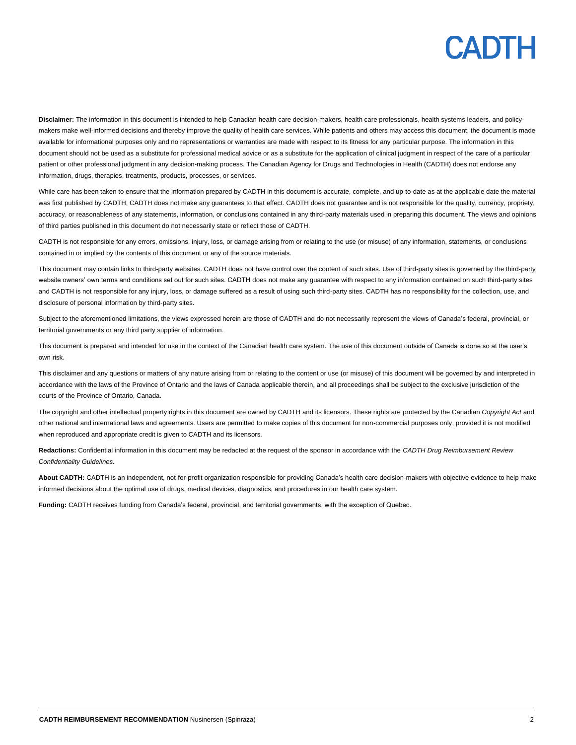**Disclaimer:** The information in this document is intended to help Canadian health care decision-makers, health care professionals, health systems leaders, and policy-makers make well-informed decisions and thereby improve the quality of health care services. While patients and others may access this document, the document is made available for informational purposes only and no representations or warranties are made with respect to its fitness for any particular purpose. The information in this document should not be used as a substitute for professional medical advice or as a substitute for the application of clinical judgment in respect of the care of a particular patient or other professional judgment in any decision-making process. The Canadian Agency for Drugs and Technologies in Health (CADTH) does not endorse any information, drugs, therapies, treatments, products, processes, or services.

While care has been taken to ensure that the information prepared by CADTH in this document is accurate, complete, and up-to-date as at the applicable date the material was first published by CADTH, CADTH does not make any guarantees to that effect. CADTH does not guarantee and is not responsible for the quality, currency, propriety, accuracy, or reasonableness of any statements, information, or conclusions contained in any third-party materials used in preparing this document. The views and opinions of third parties published in this document do not necessarily state or reflect those of CADTH.

CADTH is not responsible for any errors, omissions, injury, loss, or damage arising from or relating to the use (or misuse) of any information, statements, or conclusions contained in or implied by the contents of this document or any of the source materials.

This document may contain links to third-party websites. CADTH does not have control over the content of such sites. Use of third-party sites is governed by the third-party website owners' own terms and conditions set out for such sites. CADTH does not make any guarantee with respect to any information contained on such third-party sites and CADTH is not responsible for any injury, loss, or damage suffered as a result of using such third-party sites. CADTH has no responsibility for the collection, use, and disclosure of personal information by third-party sites.

Subject to the aforementioned limitations, the views expressed herein are those of CADTH and do not necessarily represent the views of Canada's federal, provincial, or territorial governments or any third party supplier of information.

This document is prepared and intended for use in the context of the Canadian health care system. The use of this document outside of Canada is done so at the user's own risk.

This disclaimer and any questions or matters of any nature arising from or relating to the content or use (or misuse) of this document will be governed by and interpreted in accordance with the laws of the Province of Ontario and the laws of Canada applicable therein, and all proceedings shall be subject to the exclusive jurisdiction of the courts of the Province of Ontario, Canada.

The copyright and other intellectual property rights in this document are owned by CADTH and its licensors. These rights are protected by the Canadian *Copyright Act* and other national and international laws and agreements. Users are permitted to make copies of this document for non-commercial purposes only, provided it is not modified when reproduced and appropriate credit is given to CADTH and its licensors.

**Redactions:** Confidential information in this document may be redacted at the request of the sponsor in accordance with the *CADTH Drug Reimbursement Review Confidentiality Guidelines.*

**About CADTH:** CADTH is an independent, not-for-profit organization responsible for providing Canada's health care decision-makers with objective evidence to help make informed decisions about the optimal use of drugs, medical devices, diagnostics, and procedures in our health care system.

**Funding:** CADTH receives funding from Canada's federal, provincial, and territorial governments, with the exception of Quebec.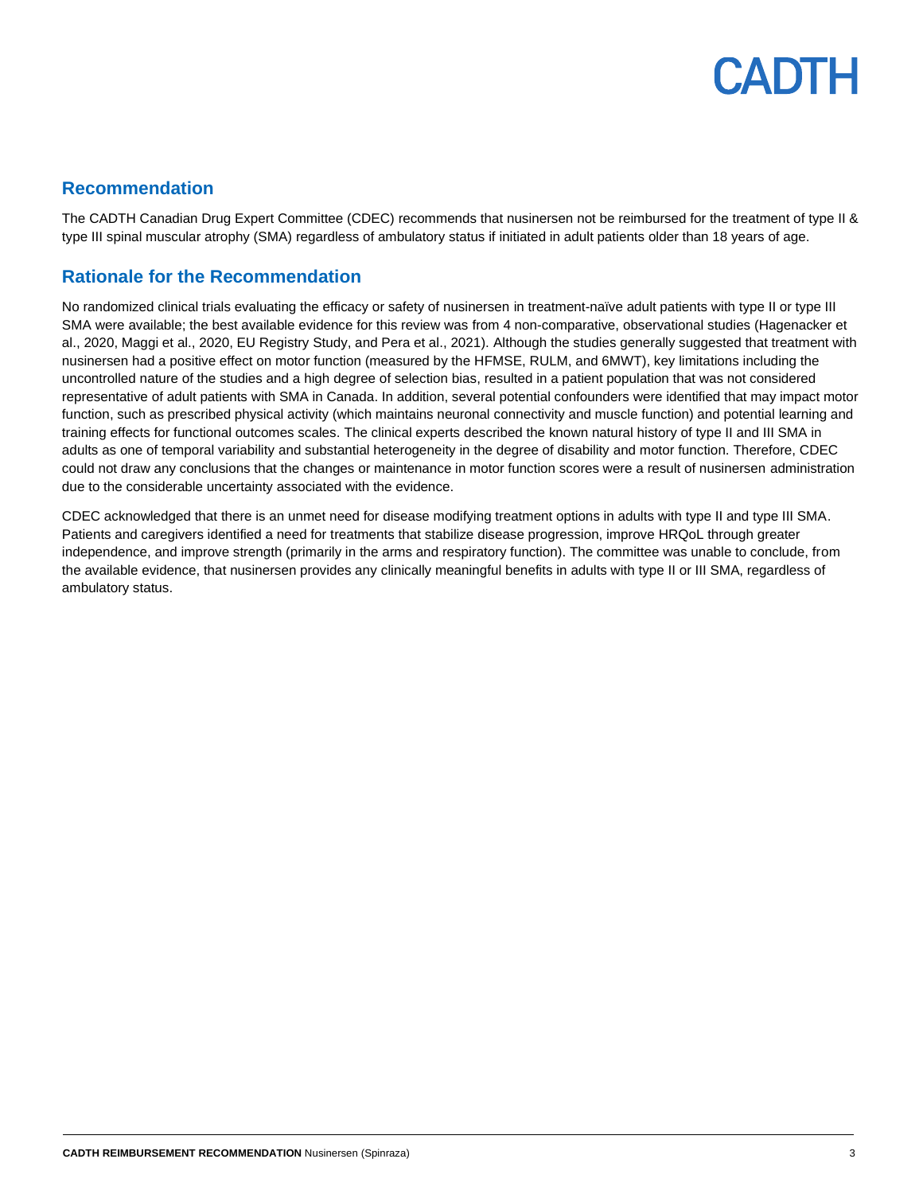## Recommendation

The CADTH Canadian Drug Expert Committee (CDEC) recommends that nusinersen not be reimbursed for the treatment of type II & type III spinal muscular atrophy (SMA) regardless of ambulatory status if initiated in adult patients older than 18 years of age.

## Rationale for the Recommendation

No randomized clinical trials evaluating the efficacy or safety of nusinersen in treatment-naïve adult patients with type II or type III SMA were available; the best available evidence for this review was from 4 non-comparative, observational studies (Hagenacker et al., 2020, Maggi et al., 2020, EU Registry Study, and Pera et al., 2021). Although the studies generally suggested that treatment with nusinersen had a positive effect on motor function (measured by the HFMSE, RULM, and 6MWT), key limitations including the uncontrolled nature of the studies and a high degree of selection bias, resulted in a patient population that was not considered representative of adult patients with SMA in Canada. In addition, several potential confounders were identified that may impact motor function, such as prescribed physical activity (which maintains neuronal connectivity and muscle function) and potential learning and training effects for functional outcomes scales. The clinical experts described the known natural history of type II and III SMA in adults as one of temporal variability and substantial heterogeneity in the degree of disability and motor function. Therefore, CDEC could not draw any conclusions that the changes or maintenance in motor function scores were a result of nusinersen administration due to the considerable uncertainty associated with the evidence.

CDEC acknowledged that there is an unmet need for disease modifying treatment options in adults with type II and type III SMA. Patients and caregivers identified a need for treatments that stabilize disease progression, improve HRQoL through greater independence, and improve strength (primarily in the arms and respiratory function). The committee was unable to conclude, from the available evidence, that nusinersen provides any clinically meaningful benefits in adults with type II or III SMA, regardless of ambulatory status.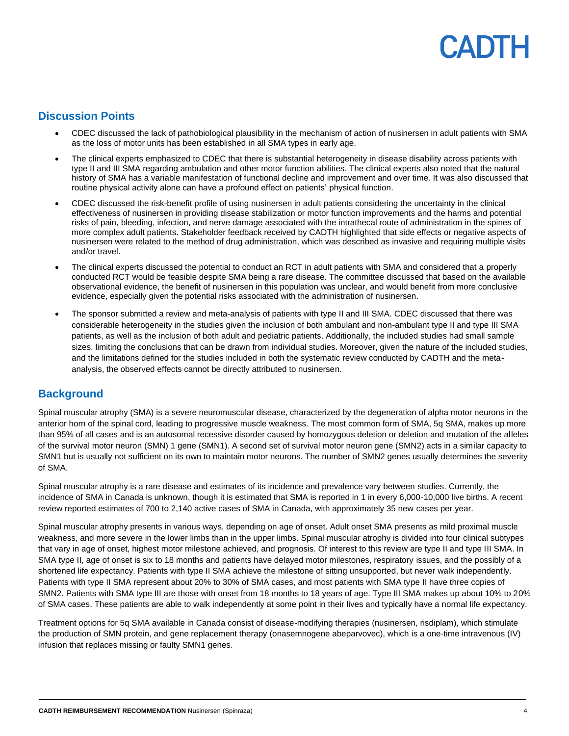## Discussion Points

- CDEC discussed the lack of pathobiological plausibility in the mechanism of action of nusinersen in adult patients with SMA as the loss of motor units has been established in all SMA types in early age.
- The clinical experts emphasized to CDEC that there is substantial heterogeneity in disease disability across patients with type II and III SMA regarding ambulation and other motor function abilities. The clinical experts also noted that the natural history of SMA has a variable manifestation of functional decline and improvement and over time. It was also discussed that routine physical activity alone can have a profound effect on patients' physical function.
- CDEC discussed the risk-benefit profile of using nusinersen in adult patients considering the uncertainty in the clinical effectiveness of nusinersen in providing disease stabilization or motor function improvements and the harms and potential risks of pain, bleeding, infection, and nerve damage associated with the intrathecal route of administration in the spines of more complex adult patients. Stakeholder feedback received by CADTH highlighted that side effects or negative aspects of nusinersen were related to the method of drug administration, which was described as invasive and requiring multiple visits and/or travel.
- The clinical experts discussed the potential to conduct an RCT in adult patients with SMA and considered that a properly conducted RCT would be feasible despite SMA being a rare disease. The committee discussed that based on the available observational evidence, the benefit of nusinersen in this population was unclear, and would benefit from more conclusive evidence, especially given the potential risks associated with the administration of nusinersen.
- The sponsor submitted a review and meta-analysis of patients with type II and III SMA. CDEC discussed that there was considerable heterogeneity in the studies given the inclusion of both ambulant and non-ambulant type II and type III SMA patients, as well as the inclusion of both adult and pediatric patients. Additionally, the included studies had small sample sizes, limiting the conclusions that can be drawn from individual studies. Moreover, given the nature of the included studies, and the limitations defined for the studies included in both the systematic review conducted by CADTH and the meta-analysis, the observed effects cannot be directly attributed to nusinersen.

## Background

Spinal muscular atrophy (SMA) is a severe neuromuscular disease, characterized by the degeneration of alpha motor neurons in the anterior horn of the spinal cord, leading to progressive muscle weakness. The most common form of SMA, 5q SMA, makes up more than 95% of all cases and is an autosomal recessive disorder caused by homozygous deletion or deletion and mutation of the alleles of the survival motor neuron (SMN) 1 gene (SMN1). A second set of survival motor neuron gene (SMN2) acts in a similar capacity to SMN1 but is usually not sufficient on its own to maintain motor neurons. The number of SMN2 genes usually determines the severity of SMA.

Spinal muscular atrophy is a rare disease and estimates of its incidence and prevalence vary between studies. Currently, the incidence of SMA in Canada is unknown, though it is estimated that SMA is reported in 1 in every 6,000-10,000 live births. A recent review reported estimates of 700 to 2,140 active cases of SMA in Canada, with approximately 35 new cases per year.

Spinal muscular atrophy presents in various ways, depending on age of onset. Adult onset SMA presents as mild proximal muscle weakness, and more severe in the lower limbs than in the upper limbs. Spinal muscular atrophy is divided into four clinical subtypes that vary in age of onset, highest motor milestone achieved, and prognosis. Of interest to this review are type II and type III SMA. In SMA type II, age of onset is six to 18 months and patients have delayed motor milestones, respiratory issues, and the possibly of a shortened life expectancy. Patients with type II SMA achieve the milestone of sitting unsupported, but never walk independently. Patients with type II SMA represent about 20% to 30% of SMA cases, and most patients with SMA type II have three copies of SMN2. Patients with SMA type III are those with onset from 18 months to 18 years of age. Type III SMA makes up about 10% to 20% of SMA cases. These patients are able to walk independently at some point in their lives and typically have a normal life expectancy.

Treatment options for 5q SMA available in Canada consist of disease-modifying therapies (nusinersen, risdiplam), which stimulate the production of SMN protein, and gene replacement therapy (onasemnogene abeparvovec), which is a one-time intravenous (IV) infusion that replaces missing or faulty SMN1 genes.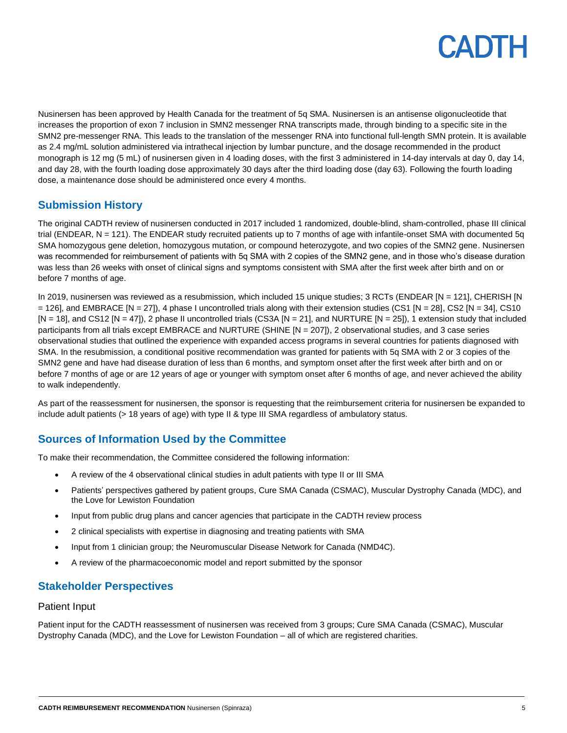Nusinersen has been approved by Health Canada for the treatment of 5q SMA. Nusinersen is an antisense oligonucleotide that increases the proportion of exon 7 inclusion in SMN2 messenger RNA transcripts made, through binding to a specific site in the SMN2 pre-messenger RNA. This leads to the translation of the messenger RNA into functional full-length SMN protein. It is available as 2.4 mg/mL solution administered via intrathecal injection by lumbar puncture, and the dosage recommended in the product monograph is 12 mg (5 mL) of nusinersen given in 4 loading doses, with the first 3 administered in 14-day intervals at day 0, day 14, and day 28, with the fourth loading dose approximately 30 days after the third loading dose (day 63). Following the fourth loading dose, a maintenance dose should be administered once every 4 months.

## Submission History

The original CADTH review of nusinersen conducted in 2017 included 1 randomized, double-blind, sham-controlled, phase III clinical trial (ENDEAR, N = 121). The ENDEAR study recruited patients up to 7 months of age with infantile-onset SMA with documented 5q SMA homozygous gene deletion, homozygous mutation, or compound heterozygote, and two copies of the SMN2 gene. Nusinersen was recommended for reimbursement of patients with 5q SMA with 2 copies of the SMN2 gene, and in those who's disease duration was less than 26 weeks with onset of clinical signs and symptoms consistent with SMA after the first week after birth and on or before 7 months of age.

In 2019, nusinersen was reviewed as a resubmission, which included 15 unique studies; 3 RCTs (ENDEAR [N = 121], CHERISH [N = 126], and EMBRACE [N = 27]), 4 phase I uncontrolled trials along with their extension studies (CS1 [N = 28], CS2 [N = 34], CS10 [N = 18], and CS12 [N = 47]), 2 phase II uncontrolled trials (CS3A [N = 21], and NURTURE [N = 25]), 1 extension study that included participants from all trials except EMBRACE and NURTURE (SHINE [N = 207]), 2 observational studies, and 3 case series observational studies that outlined the experience with expanded access programs in several countries for patients diagnosed with SMA. In the resubmission, a conditional positive recommendation was granted for patients with 5q SMA with 2 or 3 copies of the SMN2 gene and have had disease duration of less than 6 months, and symptom onset after the first week after birth and on or before 7 months of age or are 12 years of age or younger with symptom onset after 6 months of age, and never achieved the ability to walk independently.

As part of the reassessment for nusinersen, the sponsor is requesting that the reimbursement criteria for nusinersen be expanded to include adult patients (> 18 years of age) with type II & type III SMA regardless of ambulatory status.

## Sources of Information Used by the Committee

To make their recommendation, the Committee considered the following information:

- A review of the 4 observational clinical studies in adult patients with type II or III SMA
- Patients' perspectives gathered by patient groups, Cure SMA Canada (CSMAC), Muscular Dystrophy Canada (MDC), and the Love for Lewiston Foundation
- Input from public drug plans and cancer agencies that participate in the CADTH review process
- 2 clinical specialists with expertise in diagnosing and treating patients with SMA
- Input from 1 clinician group; the Neuromuscular Disease Network for Canada (NMD4C).
- A review of the pharmacoeconomic model and report submitted by the sponsor

## Stakeholder Perspectives

### Patient Input

Patient input for the CADTH reassessment of nusinersen was received from 3 groups; Cure SMA Canada (CSMAC), Muscular Dystrophy Canada (MDC), and the Love for Lewiston Foundation – all of which are registered charities.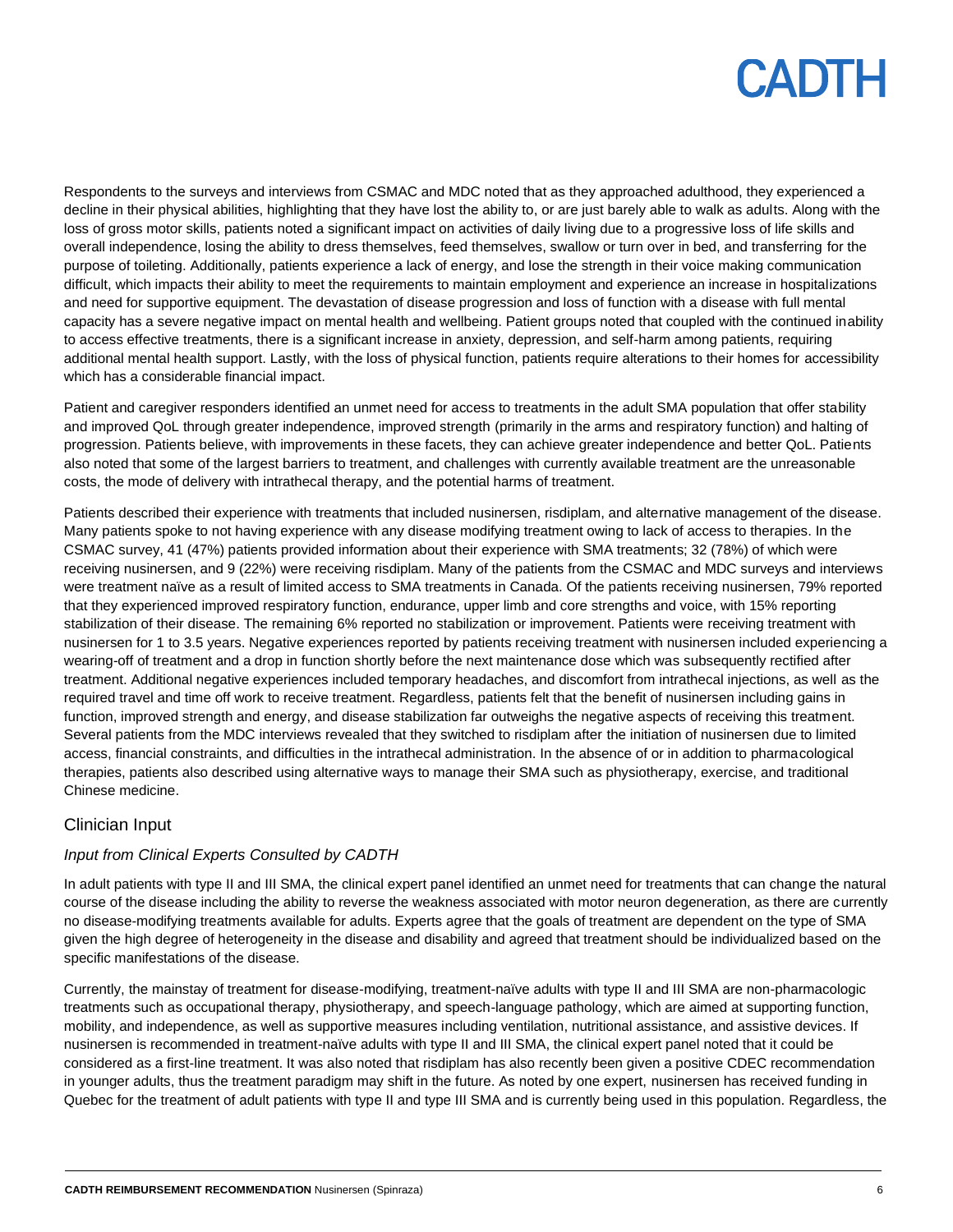Respondents to the surveys and interviews from CSMAC and MDC noted that as they approached adulthood, they experienced a decline in their physical abilities, highlighting that they have lost the ability to, or are just barely able to walk as adults. Along with the loss of gross motor skills, patients noted a significant impact on activities of daily living due to a progressive loss of life skills and overall independence, losing the ability to dress themselves, feed themselves, swallow or turn over in bed, and transferring for the purpose of toileting. Additionally, patients experience a lack of energy, and lose the strength in their voice making communication difficult, which impacts their ability to meet the requirements to maintain employment and experience an increase in hospitalizations and need for supportive equipment. The devastation of disease progression and loss of function with a disease with full mental capacity has a severe negative impact on mental health and wellbeing. Patient groups noted that coupled with the continued inability to access effective treatments, there is a significant increase in anxiety, depression, and self-harm among patients, requiring additional mental health support. Lastly, with the loss of physical function, patients require alterations to their homes for accessibility which has a considerable financial impact.

Patient and caregiver responders identified an unmet need for access to treatments in the adult SMA population that offer stability and improved QoL through greater independence, improved strength (primarily in the arms and respiratory function) and halting of progression. Patients believe, with improvements in these facets, they can achieve greater independence and better QoL. Patients also noted that some of the largest barriers to treatment, and challenges with currently available treatment are the unreasonable costs, the mode of delivery with intrathecal therapy, and the potential harms of treatment.

Patients described their experience with treatments that included nusinersen, risdiplam, and alternative management of the disease. Many patients spoke to not having experience with any disease modifying treatment owing to lack of access to therapies. In the CSMAC survey, 41 (47%) patients provided information about their experience with SMA treatments; 32 (78%) of which were receiving nusinersen, and 9 (22%) were receiving risdiplam. Many of the patients from the CSMAC and MDC surveys and interviews were treatment naïve as a result of limited access to SMA treatments in Canada. Of the patients receiving nusinersen, 79% reported that they experienced improved respiratory function, endurance, upper limb and core strengths and voice, with 15% reporting stabilization of their disease. The remaining 6% reported no stabilization or improvement. Patients were receiving treatment with nusinersen for 1 to 3.5 years. Negative experiences reported by patients receiving treatment with nusinersen included experiencing a wearing-off of treatment and a drop in function shortly before the next maintenance dose which was subsequently rectified after treatment. Additional negative experiences included temporary headaches, and discomfort from intrathecal injections, as well as the required travel and time off work to receive treatment. Regardless, patients felt that the benefit of nusinersen including gains in function, improved strength and energy, and disease stabilization far outweighs the negative aspects of receiving this treatment. Several patients from the MDC interviews revealed that they switched to risdiplam after the initiation of nusinersen due to limited access, financial constraints, and difficulties in the intrathecal administration. In the absence of or in addition to pharmacological therapies, patients also described using alternative ways to manage their SMA such as physiotherapy, exercise, and traditional Chinese medicine.

## Clinician Input

### *Input from Clinical Experts Consulted by CADTH*

In adult patients with type II and III SMA, the clinical expert panel identified an unmet need for treatments that can change the natural course of the disease including the ability to reverse the weakness associated with motor neuron degeneration, as there are currently no disease-modifying treatments available for adults. Experts agree that the goals of treatment are dependent on the type of SMA given the high degree of heterogeneity in the disease and disability and agreed that treatment should be individualized based on the specific manifestations of the disease.

Currently, the mainstay of treatment for disease-modifying, treatment-naïve adults with type II and III SMA are non-pharmacologic treatments such as occupational therapy, physiotherapy, and speech-language pathology, which are aimed at supporting function, mobility, and independence, as well as supportive measures including ventilation, nutritional assistance, and assistive devices. If nusinersen is recommended in treatment-naïve adults with type II and III SMA, the clinical expert panel noted that it could be considered as a first-line treatment. It was also noted that risdiplam has also recently been given a positive CDEC recommendation in younger adults, thus the treatment paradigm may shift in the future. As noted by one expert, nusinersen has received funding in Quebec for the treatment of adult patients with type II and type III SMA and is currently being used in this population. Regardless, the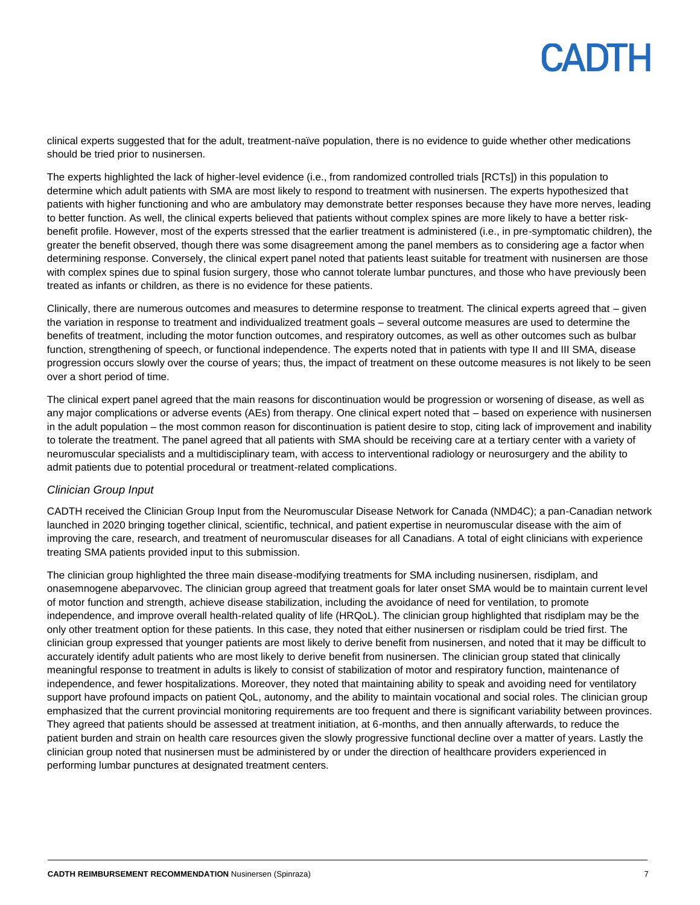clinical experts suggested that for the adult, treatment-naïve population, there is no evidence to guide whether other medications should be tried prior to nusinersen.

The experts highlighted the lack of higher-level evidence (i.e., from randomized controlled trials [RCTs]) in this population to determine which adult patients with SMA are most likely to respond to treatment with nusinersen. The experts hypothesized that patients with higher functioning and who are ambulatory may demonstrate better responses because they have more nerves, leading to better function. As well, the clinical experts believed that patients without complex spines are more likely to have a better risk-benefit profile. However, most of the experts stressed that the earlier treatment is administered (i.e., in pre-symptomatic children), the greater the benefit observed, though there was some disagreement among the panel members as to considering age a factor when determining response. Conversely, the clinical expert panel noted that patients least suitable for treatment with nusinersen are those with complex spines due to spinal fusion surgery, those who cannot tolerate lumbar punctures, and those who have previously been treated as infants or children, as there is no evidence for these patients.

Clinically, there are numerous outcomes and measures to determine response to treatment. The clinical experts agreed that – given the variation in response to treatment and individualized treatment goals – several outcome measures are used to determine the benefits of treatment, including the motor function outcomes, and respiratory outcomes, as well as other outcomes such as bulbar function, strengthening of speech, or functional independence. The experts noted that in patients with type II and III SMA, disease progression occurs slowly over the course of years; thus, the impact of treatment on these outcome measures is not likely to be seen over a short period of time.

The clinical expert panel agreed that the main reasons for discontinuation would be progression or worsening of disease, as well as any major complications or adverse events (AEs) from therapy. One clinical expert noted that – based on experience with nusinersen in the adult population – the most common reason for discontinuation is patient desire to stop, citing lack of improvement and inability to tolerate the treatment. The panel agreed that all patients with SMA should be receiving care at a tertiary center with a variety of neuromuscular specialists and a multidisciplinary team, with access to interventional radiology or neurosurgery and the ability to admit patients due to potential procedural or treatment-related complications.

### *Clinician Group Input*

CADTH received the Clinician Group Input from the Neuromuscular Disease Network for Canada (NMD4C); a pan-Canadian network launched in 2020 bringing together clinical, scientific, technical, and patient expertise in neuromuscular disease with the aim of improving the care, research, and treatment of neuromuscular diseases for all Canadians. A total of eight clinicians with experience treating SMA patients provided input to this submission.

The clinician group highlighted the three main disease-modifying treatments for SMA including nusinersen, risdiplam, and onasemnogene abeparvovec. The clinician group agreed that treatment goals for later onset SMA would be to maintain current level of motor function and strength, achieve disease stabilization, including the avoidance of need for ventilation, to promote independence, and improve overall health-related quality of life (HRQoL). The clinician group highlighted that risdiplam may be the only other treatment option for these patients. In this case, they noted that either nusinersen or risdiplam could be tried first. The clinician group expressed that younger patients are most likely to derive benefit from nusinersen, and noted that it may be difficult to accurately identify adult patients who are most likely to derive benefit from nusinersen. The clinician group stated that clinically meaningful response to treatment in adults is likely to consist of stabilization of motor and respiratory function, maintenance of independence, and fewer hospitalizations. Moreover, they noted that maintaining ability to speak and avoiding need for ventilatory support have profound impacts on patient QoL, autonomy, and the ability to maintain vocational and social roles. The clinician group emphasized that the current provincial monitoring requirements are too frequent and there is significant variability between provinces. They agreed that patients should be assessed at treatment initiation, at 6-months, and then annually afterwards, to reduce the patient burden and strain on health care resources given the slowly progressive functional decline over a matter of years. Lastly the clinician group noted that nusinersen must be administered by or under the direction of healthcare providers experienced in performing lumbar punctures at designated treatment centers.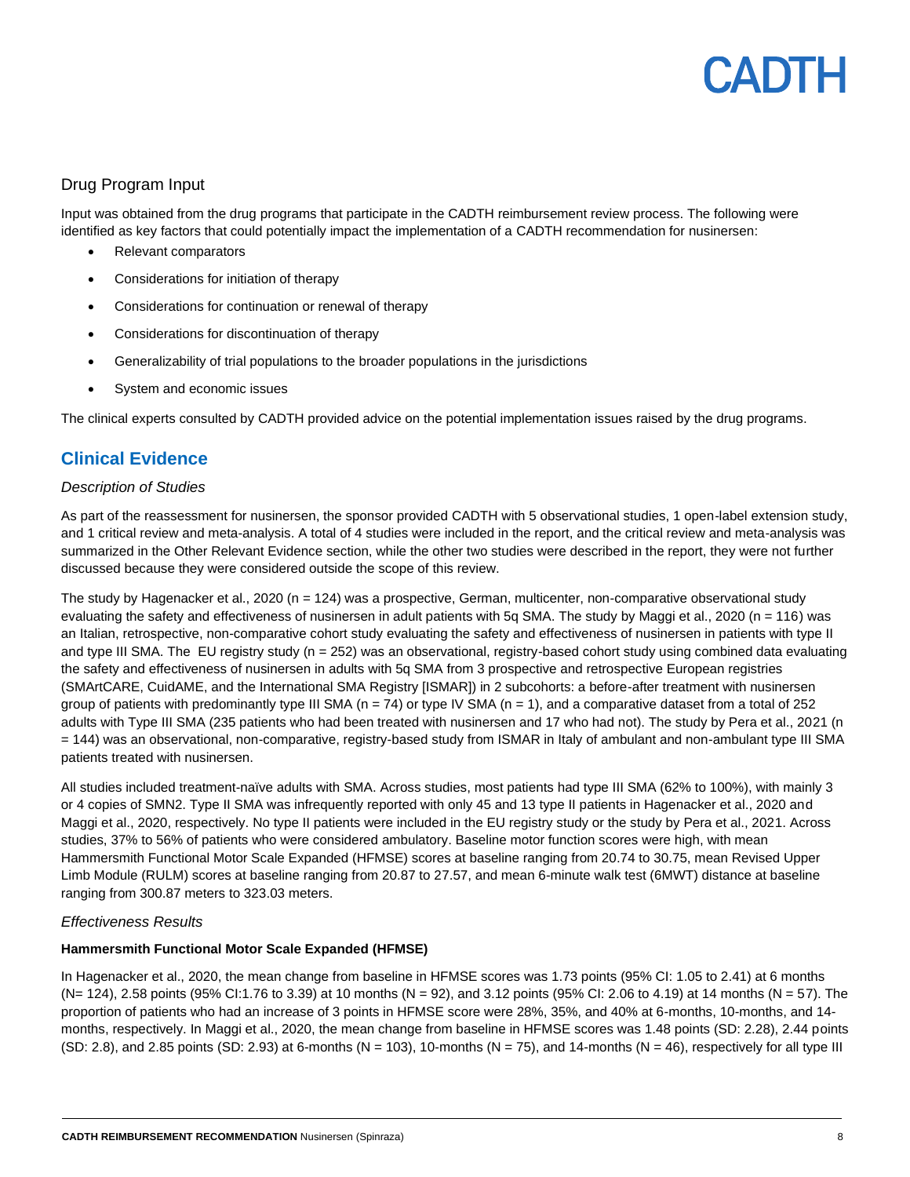## Drug Program Input

Input was obtained from the drug programs that participate in the CADTH reimbursement review process. The following were identified as key factors that could potentially impact the implementation of a CADTH recommendation for nusinersen:

- Relevant comparators
- Considerations for initiation of therapy
- Considerations for continuation or renewal of therapy
- Considerations for discontinuation of therapy
- Generalizability of trial populations to the broader populations in the jurisdictions
- System and economic issues

The clinical experts consulted by CADTH provided advice on the potential implementation issues raised by the drug programs.

## Clinical Evidence

### *Description of Studies*

As part of the reassessment for nusinersen, the sponsor provided CADTH with 5 observational studies, 1 open-label extension study, and 1 critical review and meta-analysis. A total of 4 studies were included in the report, and the critical review and meta-analysis was summarized in the Other Relevant Evidence section, while the other two studies were described in the report, they were not further discussed because they were considered outside the scope of this review.

The study by Hagenacker et al., 2020 (n = 124) was a prospective, German, multicenter, non-comparative observational study evaluating the safety and effectiveness of nusinersen in adult patients with 5q SMA. The study by Maggi et al., 2020 (n = 116) was an Italian, retrospective, non-comparative cohort study evaluating the safety and effectiveness of nusinersen in patients with type II and type III SMA. The EU registry study (n = 252) was an observational, registry-based cohort study using combined data evaluating the safety and effectiveness of nusinersen in adults with 5q SMA from 3 prospective and retrospective European registries (SMArtCARE, CuidAME, and the International SMA Registry [ISMAR]) in 2 subcohorts: a before-after treatment with nusinersen group of patients with predominantly type III SMA (n = 74) or type IV SMA (n = 1), and a comparative dataset from a total of 252 adults with Type III SMA (235 patients who had been treated with nusinersen and 17 who had not). The study by Pera et al., 2021 (n = 144) was an observational, non-comparative, registry-based study from ISMAR in Italy of ambulant and non-ambulant type III SMA patients treated with nusinersen.

All studies included treatment-naïve adults with SMA. Across studies, most patients had type III SMA (62% to 100%), with mainly 3 or 4 copies of SMN2. Type II SMA was infrequently reported with only 45 and 13 type II patients in Hagenacker et al., 2020 and Maggi et al., 2020, respectively. No type II patients were included in the EU registry study or the study by Pera et al., 2021. Across studies, 37% to 56% of patients who were considered ambulatory. Baseline motor function scores were high, with mean Hammersmith Functional Motor Scale Expanded (HFMSE) scores at baseline ranging from 20.74 to 30.75, mean Revised Upper Limb Module (RULM) scores at baseline ranging from 20.87 to 27.57, and mean 6-minute walk test (6MWT) distance at baseline ranging from 300.87 meters to 323.03 meters.

### *Effectiveness Results*

**Hammersmith Functional Motor Scale Expanded (HFMSE)**

In Hagenacker et al., 2020, the mean change from baseline in HFMSE scores was 1.73 points (95% CI: 1.05 to 2.41) at 6 months (N= 124), 2.58 points (95% CI:1.76 to 3.39) at 10 months (N = 92), and 3.12 points (95% CI: 2.06 to 4.19) at 14 months (N = 57). The proportion of patients who had an increase of 3 points in HFMSE score were 28%, 35%, and 40% at 6-months, 10-months, and 14-months, respectively. In Maggi et al., 2020, the mean change from baseline in HFMSE scores was 1.48 points (SD: 2.28), 2.44 points (SD: 2.8), and 2.85 points (SD: 2.93) at 6-months (N = 103), 10-months (N = 75), and 14-months (N = 46), respectively for all type III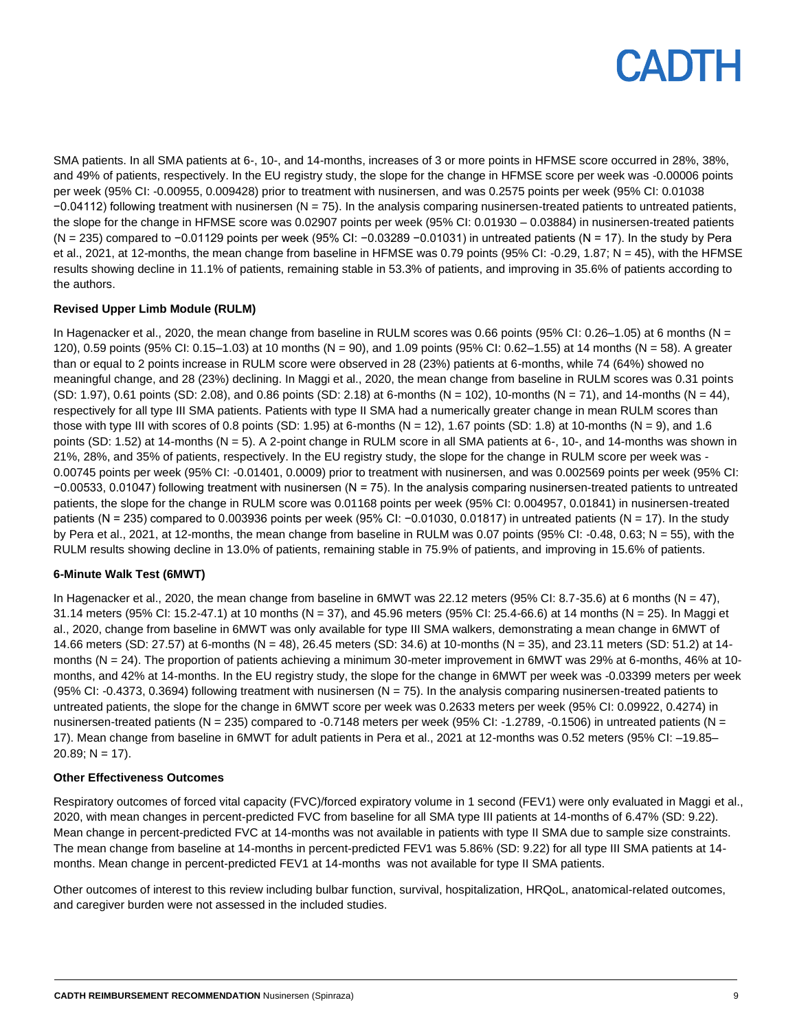SMA patients. In all SMA patients at 6-, 10-, and 14-months, increases of 3 or more points in HFMSE score occurred in 28%, 38%, and 49% of patients, respectively. In the EU registry study, the slope for the change in HFMSE score per week was -0.00006 points per week (95% CI: -0.00955, 0.009428) prior to treatment with nusinersen, and was 0.2575 points per week (95% CI: 0.01038 −0.04112) following treatment with nusinersen (N = 75). In the analysis comparing nusinersen-treated patients to untreated patients, the slope for the change in HFMSE score was 0.02907 points per week (95% CI: 0.01930 – 0.03884) in nusinersen-treated patients (N = 235) compared to −0.01129 points per week (95% CI: −0.03289 −0.01031) in untreated patients (N = 17). In the study by Pera et al., 2021, at 12-months, the mean change from baseline in HFMSE was 0.79 points (95% CI: -0.29, 1.87; N = 45), with the HFMSE results showing decline in 11.1% of patients, remaining stable in 53.3% of patients, and improving in 35.6% of patients according to the authors.

**Revised Upper Limb Module (RULM)**

In Hagenacker et al., 2020, the mean change from baseline in RULM scores was 0.66 points (95% CI: 0.26–1.05) at 6 months (N = 120), 0.59 points (95% CI: 0.15–1.03) at 10 months (N = 90), and 1.09 points (95% CI: 0.62–1.55) at 14 months (N = 58). A greater than or equal to 2 points increase in RULM score were observed in 28 (23%) patients at 6-months, while 74 (64%) showed no meaningful change, and 28 (23%) declining. In Maggi et al., 2020, the mean change from baseline in RULM scores was 0.31 points (SD: 1.97), 0.61 points (SD: 2.08), and 0.86 points (SD: 2.18) at 6-months (N = 102), 10-months (N = 71), and 14-months (N = 44), respectively for all type III SMA patients. Patients with type II SMA had a numerically greater change in mean RULM scores than those with type III with scores of 0.8 points (SD: 1.95) at 6-months (N = 12), 1.67 points (SD: 1.8) at 10-months (N = 9), and 1.6 points (SD: 1.52) at 14-months (N = 5). A 2-point change in RULM score in all SMA patients at 6-, 10-, and 14-months was shown in 21%, 28%, and 35% of patients, respectively. In the EU registry study, the slope for the change in RULM score per week was -0.00745 points per week (95% CI: -0.01401, 0.0009) prior to treatment with nusinersen, and was 0.002569 points per week (95% CI: −0.00533, 0.01047) following treatment with nusinersen (N = 75). In the analysis comparing nusinersen-treated patients to untreated patients, the slope for the change in RULM score was 0.01168 points per week (95% CI: 0.004957, 0.01841) in nusinersen-treated patients (N = 235) compared to 0.003936 points per week (95% CI: −0.01030, 0.01817) in untreated patients (N = 17). In the study by Pera et al., 2021, at 12-months, the mean change from baseline in RULM was 0.07 points (95% CI: -0.48, 0.63; N = 55), with the RULM results showing decline in 13.0% of patients, remaining stable in 75.9% of patients, and improving in 15.6% of patients.

**6-Minute Walk Test (6MWT)**

In Hagenacker et al., 2020, the mean change from baseline in 6MWT was 22.12 meters (95% CI: 8.7-35.6) at 6 months (N = 47), 31.14 meters (95% CI: 15.2-47.1) at 10 months (N = 37), and 45.96 meters (95% CI: 25.4-66.6) at 14 months (N = 25). In Maggi et al., 2020, change from baseline in 6MWT was only available for type III SMA walkers, demonstrating a mean change in 6MWT of 14.66 meters (SD: 27.57) at 6-months (N = 48), 26.45 meters (SD: 34.6) at 10-months (N = 35), and 23.11 meters (SD: 51.2) at 14-months (N = 24). The proportion of patients achieving a minimum 30-meter improvement in 6MWT was 29% at 6-months, 46% at 10-months, and 42% at 14-months. In the EU registry study, the slope for the change in 6MWT per week was -0.03399 meters per week (95% CI: -0.4373, 0.3694) following treatment with nusinersen (N = 75). In the analysis comparing nusinersen-treated patients to untreated patients, the slope for the change in 6MWT score per week was 0.2633 meters per week (95% CI: 0.09922, 0.4274) in nusinersen-treated patients (N = 235) compared to -0.7148 meters per week (95% CI: -1.2789, -0.1506) in untreated patients (N = 17). Mean change from baseline in 6MWT for adult patients in Pera et al., 2021 at 12-months was 0.52 meters (95% CI: –19.85–20.89; N = 17).

**Other Effectiveness Outcomes**

Respiratory outcomes of forced vital capacity (FVC)/forced expiratory volume in 1 second (FEV1) were only evaluated in Maggi et al., 2020, with mean changes in percent-predicted FVC from baseline for all SMA type III patients at 14-months of 6.47% (SD: 9.22). Mean change in percent-predicted FVC at 14-months was not available in patients with type II SMA due to sample size constraints. The mean change from baseline at 14-months in percent-predicted FEV1 was 5.86% (SD: 9.22) for all type III SMA patients at 14-months. Mean change in percent-predicted FEV1 at 14-months was not available for type II SMA patients.

Other outcomes of interest to this review including bulbar function, survival, hospitalization, HRQoL, anatomical-related outcomes, and caregiver burden were not assessed in the included studies.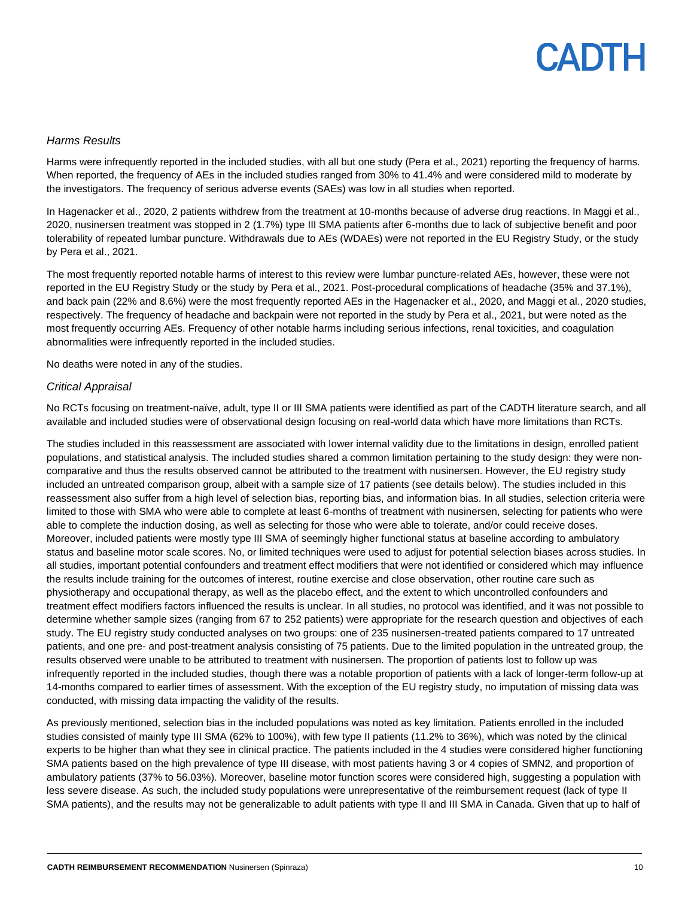*Harms Results*

Harms were infrequently reported in the included studies, with all but one study (Pera et al., 2021) reporting the frequency of harms. When reported, the frequency of AEs in the included studies ranged from 30% to 41.4% and were considered mild to moderate by the investigators. The frequency of serious adverse events (SAEs) was low in all studies when reported.

In Hagenacker et al., 2020, 2 patients withdrew from the treatment at 10-months because of adverse drug reactions. In Maggi et al., 2020, nusinersen treatment was stopped in 2 (1.7%) type III SMA patients after 6-months due to lack of subjective benefit and poor tolerability of repeated lumbar puncture. Withdrawals due to AEs (WDAEs) were not reported in the EU Registry Study, or the study by Pera et al., 2021.

The most frequently reported notable harms of interest to this review were lumbar puncture-related AEs, however, these were not reported in the EU Registry Study or the study by Pera et al., 2021. Post-procedural complications of headache (35% and 37.1%), and back pain (22% and 8.6%) were the most frequently reported AEs in the Hagenacker et al., 2020, and Maggi et al., 2020 studies, respectively. The frequency of headache and backpain were not reported in the study by Pera et al., 2021, but were noted as the most frequently occurring AEs. Frequency of other notable harms including serious infections, renal toxicities, and coagulation abnormalities were infrequently reported in the included studies.

No deaths were noted in any of the studies.

*Critical Appraisal*

No RCTs focusing on treatment-naïve, adult, type II or III SMA patients were identified as part of the CADTH literature search, and all available and included studies were of observational design focusing on real-world data which have more limitations than RCTs.

The studies included in this reassessment are associated with lower internal validity due to the limitations in design, enrolled patient populations, and statistical analysis. The included studies shared a common limitation pertaining to the study design: they were non-comparative and thus the results observed cannot be attributed to the treatment with nusinersen. However, the EU registry study included an untreated comparison group, albeit with a sample size of 17 patients (see details below). The studies included in this reassessment also suffer from a high level of selection bias, reporting bias, and information bias. In all studies, selection criteria were limited to those with SMA who were able to complete at least 6-months of treatment with nusinersen, selecting for patients who were able to complete the induction dosing, as well as selecting for those who were able to tolerate, and/or could receive doses. Moreover, included patients were mostly type III SMA of seemingly higher functional status at baseline according to ambulatory status and baseline motor scale scores. No, or limited techniques were used to adjust for potential selection biases across studies. In all studies, important potential confounders and treatment effect modifiers that were not identified or considered which may influence the results include training for the outcomes of interest, routine exercise and close observation, other routine care such as physiotherapy and occupational therapy, as well as the placebo effect, and the extent to which uncontrolled confounders and treatment effect modifiers factors influenced the results is unclear. In all studies, no protocol was identified, and it was not possible to determine whether sample sizes (ranging from 67 to 252 patients) were appropriate for the research question and objectives of each study. The EU registry study conducted analyses on two groups: one of 235 nusinersen-treated patients compared to 17 untreated patients, and one pre- and post-treatment analysis consisting of 75 patients. Due to the limited population in the untreated group, the results observed were unable to be attributed to treatment with nusinersen. The proportion of patients lost to follow up was infrequently reported in the included studies, though there was a notable proportion of patients with a lack of longer-term follow-up at 14-months compared to earlier times of assessment. With the exception of the EU registry study, no imputation of missing data was conducted, with missing data impacting the validity of the results.

As previously mentioned, selection bias in the included populations was noted as key limitation. Patients enrolled in the included studies consisted of mainly type III SMA (62% to 100%), with few type II patients (11.2% to 36%), which was noted by the clinical experts to be higher than what they see in clinical practice. The patients included in the 4 studies were considered higher functioning SMA patients based on the high prevalence of type III disease, with most patients having 3 or 4 copies of SMN2, and proportion of ambulatory patients (37% to 56.03%). Moreover, baseline motor function scores were considered high, suggesting a population with less severe disease. As such, the included study populations were unrepresentative of the reimbursement request (lack of type II SMA patients), and the results may not be generalizable to adult patients with type II and III SMA in Canada. Given that up to half of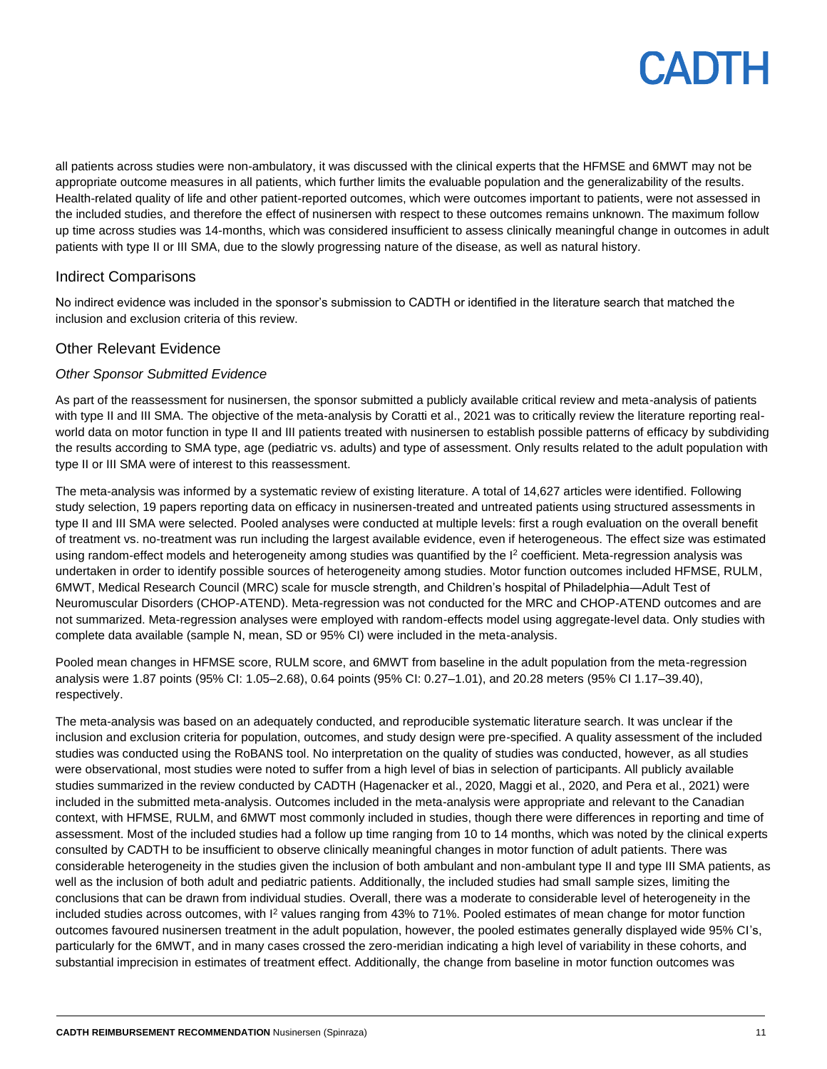all patients across studies were non-ambulatory, it was discussed with the clinical experts that the HFMSE and 6MWT may not be appropriate outcome measures in all patients, which further limits the evaluable population and the generalizability of the results. Health-related quality of life and other patient-reported outcomes, which were outcomes important to patients, were not assessed in the included studies, and therefore the effect of nusinersen with respect to these outcomes remains unknown. The maximum follow up time across studies was 14-months, which was considered insufficient to assess clinically meaningful change in outcomes in adult patients with type II or III SMA, due to the slowly progressing nature of the disease, as well as natural history.

## Indirect Comparisons

No indirect evidence was included in the sponsor's submission to CADTH or identified in the literature search that matched the inclusion and exclusion criteria of this review.

## Other Relevant Evidence

### *Other Sponsor Submitted Evidence*

As part of the reassessment for nusinersen, the sponsor submitted a publicly available critical review and meta-analysis of patients with type II and III SMA. The objective of the meta-analysis by Coratti et al., 2021 was to critically review the literature reporting real-world data on motor function in type II and III patients treated with nusinersen to establish possible patterns of efficacy by subdividing the results according to SMA type, age (pediatric vs. adults) and type of assessment. Only results related to the adult population with type II or III SMA were of interest to this reassessment.

The meta-analysis was informed by a systematic review of existing literature. A total of 14,627 articles were identified. Following study selection, 19 papers reporting data on efficacy in nusinersen-treated and untreated patients using structured assessments in type II and III SMA were selected. Pooled analyses were conducted at multiple levels: first a rough evaluation on the overall benefit of treatment vs. no-treatment was run including the largest available evidence, even if heterogeneous. The effect size was estimated using random-effect models and heterogeneity among studies was quantified by the $I^2$ coefficient. Meta-regression analysis was undertaken in order to identify possible sources of heterogeneity among studies. Motor function outcomes included HFMSE, RULM, 6MWT, Medical Research Council (MRC) scale for muscle strength, and Children's hospital of Philadelphia—Adult Test of Neuromuscular Disorders (CHOP-ATEND). Meta-regression was not conducted for the MRC and CHOP-ATEND outcomes and are not summarized. Meta-regression analyses were employed with random-effects model using aggregate-level data. Only studies with complete data available (sample N, mean, SD or 95% CI) were included in the meta-analysis.

Pooled mean changes in HFMSE score, RULM score, and 6MWT from baseline in the adult population from the meta-regression analysis were 1.87 points (95% CI: 1.05–2.68), 0.64 points (95% CI: 0.27–1.01), and 20.28 meters (95% CI 1.17–39.40), respectively.

The meta-analysis was based on an adequately conducted, and reproducible systematic literature search. It was unclear if the inclusion and exclusion criteria for population, outcomes, and study design were pre-specified. A quality assessment of the included studies was conducted using the RoBANS tool. No interpretation on the quality of studies was conducted, however, as all studies were observational, most studies were noted to suffer from a high level of bias in selection of participants. All publicly available studies summarized in the review conducted by CADTH (Hagenacker et al., 2020, Maggi et al., 2020, and Pera et al., 2021) were included in the submitted meta-analysis. Outcomes included in the meta-analysis were appropriate and relevant to the Canadian context, with HFMSE, RULM, and 6MWT most commonly included in studies, though there were differences in reporting and time of assessment. Most of the included studies had a follow up time ranging from 10 to 14 months, which was noted by the clinical experts consulted by CADTH to be insufficient to observe clinically meaningful changes in motor function of adult patients. There was considerable heterogeneity in the studies given the inclusion of both ambulant and non-ambulant type II and type III SMA patients, as well as the inclusion of both adult and pediatric patients. Additionally, the included studies had small sample sizes, limiting the conclusions that can be drawn from individual studies. Overall, there was a moderate to considerable level of heterogeneity in the included studies across outcomes, with $I^2$ values ranging from 43% to 71%. Pooled estimates of mean change for motor function outcomes favoured nusinersen treatment in the adult population, however, the pooled estimates generally displayed wide 95% CI's, particularly for the 6MWT, and in many cases crossed the zero-meridian indicating a high level of variability in these cohorts, and substantial imprecision in estimates of treatment effect. Additionally, the change from baseline in motor function outcomes was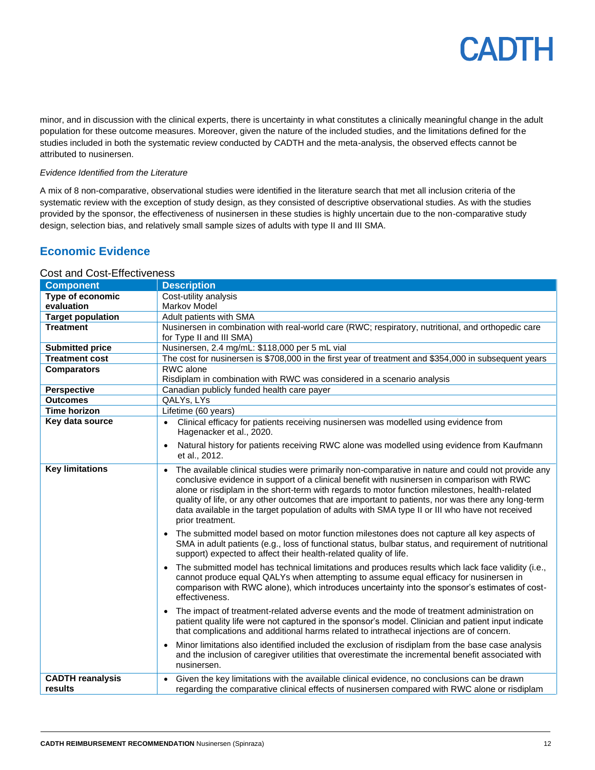minor, and in discussion with the clinical experts, there is uncertainty in what constitutes a clinically meaningful change in the adult population for these outcome measures. Moreover, given the nature of the included studies, and the limitations defined for the studies included in both the systematic review conducted by CADTH and the meta-analysis, the observed effects cannot be attributed to nusinersen.

*Evidence Identified from the Literature*

A mix of 8 non-comparative, observational studies were identified in the literature search that met all inclusion criteria of the systematic review with the exception of study design, as they consisted of descriptive observational studies. As with the studies provided by the sponsor, the effectiveness of nusinersen in these studies is highly uncertain due to the non-comparative study design, selection bias, and relatively small sample sizes of adults with type II and III SMA.

## Economic Evidence

### Cost and Cost-Effectiveness

| Component | Description |
|---|---|
| **Type of economic evaluation** | Cost-utility analysis<br>Markov Model |
| **Target population** | Adult patients with SMA |
| **Treatment** | Nusinersen in combination with real-world care (RWC; respiratory, nutritional, and orthopedic care for Type II and III SMA) |
| **Submitted price** | Nusinersen, 2.4 mg/mL: $118,000 per 5 mL vial |
| **Treatment cost** | The cost for nusinersen is $708,000 in the first year of treatment and $354,000 in subsequent years |
| **Comparators** | RWC alone<br>Risdiplam in combination with RWC was considered in a scenario analysis |
| **Perspective** | Canadian publicly funded health care payer |
| **Outcomes** | QALYs, LYs |
| **Time horizon** | Lifetime (60 years) |
| **Key data source** | • Clinical efficacy for patients receiving nusinersen was modelled using evidence from Hagenacker et al., 2020.<br>• Natural history for patients receiving RWC alone was modelled using evidence from Kaufmann et al., 2012. |
| **Key limitations** | • The available clinical studies were primarily non-comparative in nature and could not provide any conclusive evidence in support of a clinical benefit with nusinersen in comparison with RWC alone or risdiplam in the short-term with regards to motor function milestones, health-related quality of life, or any other outcomes that are important to patients, nor was there any long-term data available in the target population of adults with SMA type II or III who have not received prior treatment.<br>• The submitted model based on motor function milestones does not capture all key aspects of SMA in adult patients (e.g., loss of functional status, bulbar status, and requirement of nutritional support) expected to affect their health-related quality of life.<br>• The submitted model has technical limitations and produces results which lack face validity (i.e., cannot produce equal QALYs when attempting to assume equal efficacy for nusinersen in comparison with RWC alone), which introduces uncertainty into the sponsor's estimates of cost-effectiveness.<br>• The impact of treatment-related adverse events and the mode of treatment administration on patient quality life were not captured in the sponsor's model. Clinician and patient input indicate that complications and additional harms related to intrathecal injections are of concern.<br>• Minor limitations also identified included the exclusion of risdiplam from the base case analysis and the inclusion of caregiver utilities that overestimate the incremental benefit associated with nusinersen. |
| **CADTH reanalysis results** | • Given the key limitations with the available clinical evidence, no conclusions can be drawn regarding the comparative clinical effects of nusinersen compared with RWC alone or risdiplam |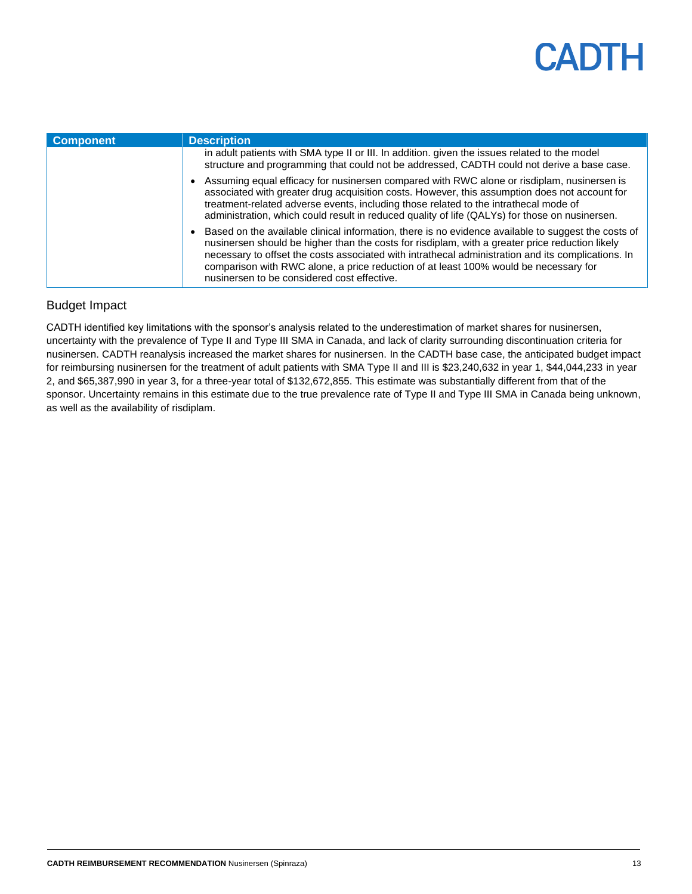| Component | Description |
| --- | --- |
| | in adult patients with SMA type II or III. In addition. given the issues related to the model structure and programming that could not be addressed, CADTH could not derive a base case.<br>• Assuming equal efficacy for nusinersen compared with RWC alone or risdiplam, nusinersen is associated with greater drug acquisition costs. However, this assumption does not account for treatment-related adverse events, including those related to the intrathecal mode of administration, which could result in reduced quality of life (QALYs) for those on nusinersen.<br>• Based on the available clinical information, there is no evidence available to suggest the costs of nusinersen should be higher than the costs for risdiplam, with a greater price reduction likely necessary to offset the costs associated with intrathecal administration and its complications. In comparison with RWC alone, a price reduction of at least 100% would be necessary for nusinersen to be considered cost effective. |

## Budget Impact

CADTH identified key limitations with the sponsor's analysis related to the underestimation of market shares for nusinersen, uncertainty with the prevalence of Type II and Type III SMA in Canada, and lack of clarity surrounding discontinuation criteria for nusinersen. CADTH reanalysis increased the market shares for nusinersen. In the CADTH base case, the anticipated budget impact for reimbursing nusinersen for the treatment of adult patients with SMA Type II and III is $23,240,632 in year 1, $44,044,233 in year 2, and $65,387,990 in year 3, for a three-year total of $132,672,855. This estimate was substantially different from that of the sponsor. Uncertainty remains in this estimate due to the true prevalence rate of Type II and Type III SMA in Canada being unknown, as well as the availability of risdiplam.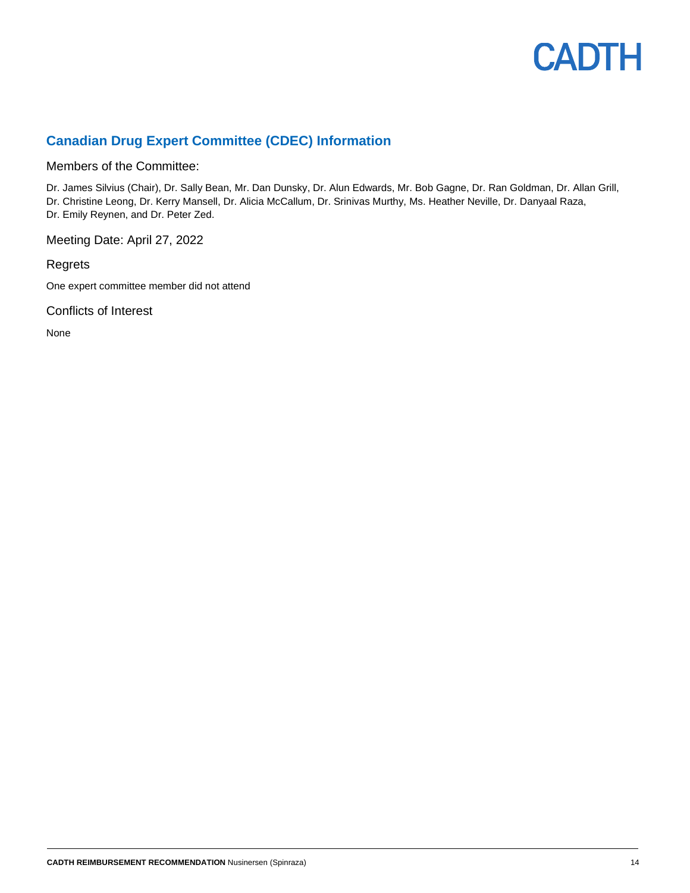## Canadian Drug Expert Committee (CDEC) Information

### Members of the Committee:

Dr. James Silvius (Chair), Dr. Sally Bean, Mr. Dan Dunsky, Dr. Alun Edwards, Mr. Bob Gagne, Dr. Ran Goldman, Dr. Allan Grill, Dr. Christine Leong, Dr. Kerry Mansell, Dr. Alicia McCallum, Dr. Srinivas Murthy, Ms. Heather Neville, Dr. Danyaal Raza, Dr. Emily Reynen, and Dr. Peter Zed.

### Meeting Date: April 27, 2022

### Regrets

One expert committee member did not attend

### Conflicts of Interest

None